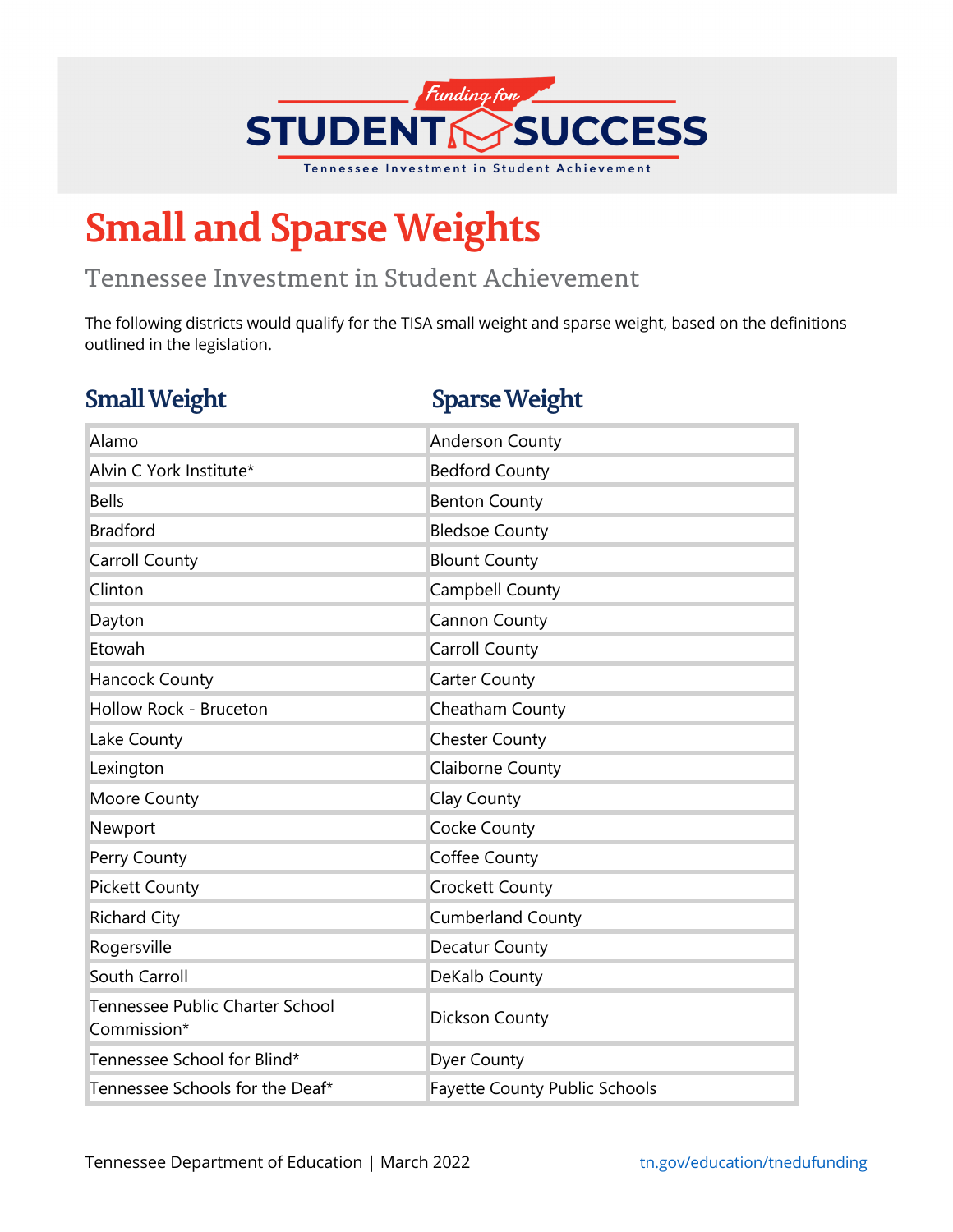# Small and Sparse Weights

## Tennessee Investment in Student Achievement

The following districts would qualify for the TISA small weight and sparse weight, based on the definitions outlined in the legislation.

| Small Weight | Sparse Weight |
| --- | --- |
| Alamo | Anderson County |
| Alvin C York Institute* | Bedford County |
| Bells | Benton County |
| Bradford | Bledsoe County |
| Carroll County | Blount County |
| Clinton | Campbell County |
| Dayton | Cannon County |
| Etowah | Carroll County |
| Hancock County | Carter County |
| Hollow Rock - Bruceton | Cheatham County |
| Lake County | Chester County |
| Lexington | Claiborne County |
| Moore County | Clay County |
| Newport | Cocke County |
| Perry County | Coffee County |
| Pickett County | Crockett County |
| Richard City | Cumberland County |
| Rogersville | Decatur County |
| South Carroll | DeKalb County |
| Tennessee Public Charter School Commission* | Dickson County |
| Tennessee School for Blind* | Dyer County |
| Tennessee Schools for the Deaf* | Fayette County Public Schools |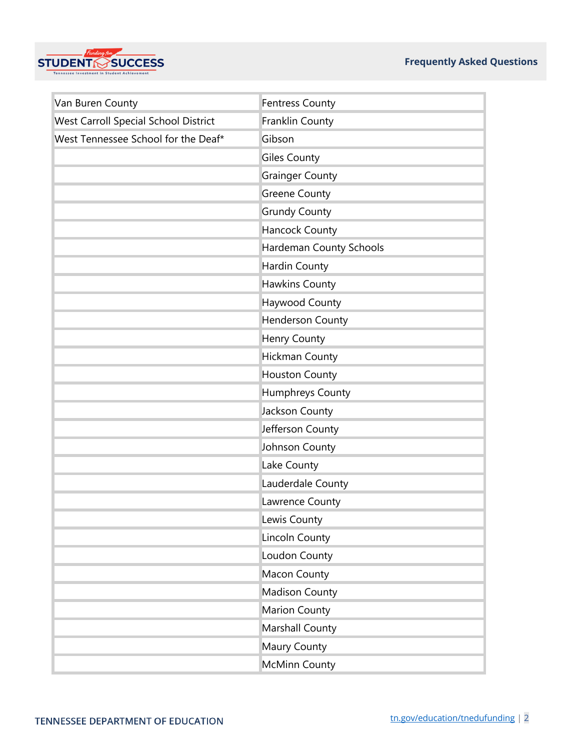| | |
|---|---|
| Van Buren County | Fentress County |
| West Carroll Special School District | Franklin County |
| West Tennessee School for the Deaf* | Gibson |
| | Giles County |
| | Grainger County |
| | Greene County |
| | Grundy County |
| | Hancock County |
| | Hardeman County Schools |
| | Hardin County |
| | Hawkins County |
| | Haywood County |
| | Henderson County |
| | Henry County |
| | Hickman County |
| | Houston County |
| | Humphreys County |
| | Jackson County |
| | Jefferson County |
| | Johnson County |
| | Lake County |
| | Lauderdale County |
| | Lawrence County |
| | Lewis County |
| | Lincoln County |
| | Loudon County |
| | Macon County |
| | Madison County |
| | Marion County |
| | Marshall County |
| | Maury County |
| | McMinn County |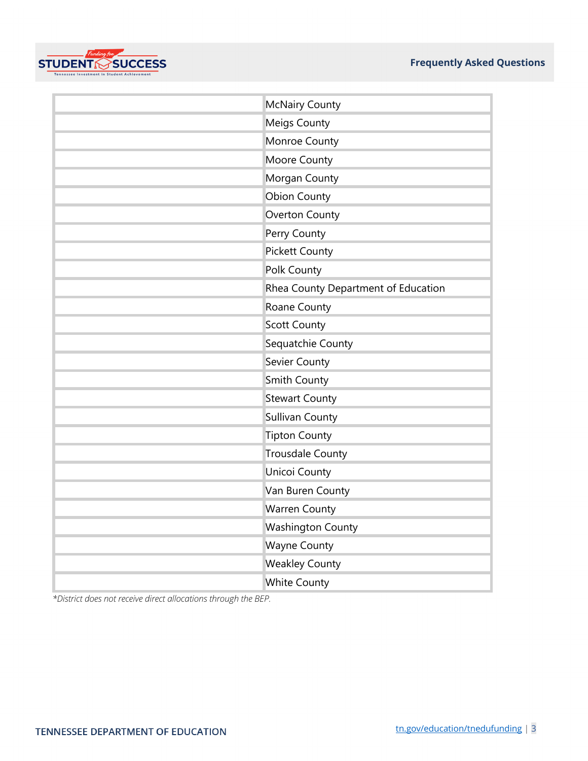| | |
|---|---|
| | McNairy County |
| | Meigs County |
| | Monroe County |
| | Moore County |
| | Morgan County |
| | Obion County |
| | Overton County |
| | Perry County |
| | Pickett County |
| | Polk County |
| | Rhea County Department of Education |
| | Roane County |
| | Scott County |
| | Sequatchie County |
| | Sevier County |
| | Smith County |
| | Stewart County |
| | Sullivan County |
| | Tipton County |
| | Trousdale County |
| | Unicoi County |
| | Van Buren County |
| | Warren County |
| | Washington County |
| | Wayne County |
| | Weakley County |
| | White County |

*District does not receive direct allocations through the BEP.